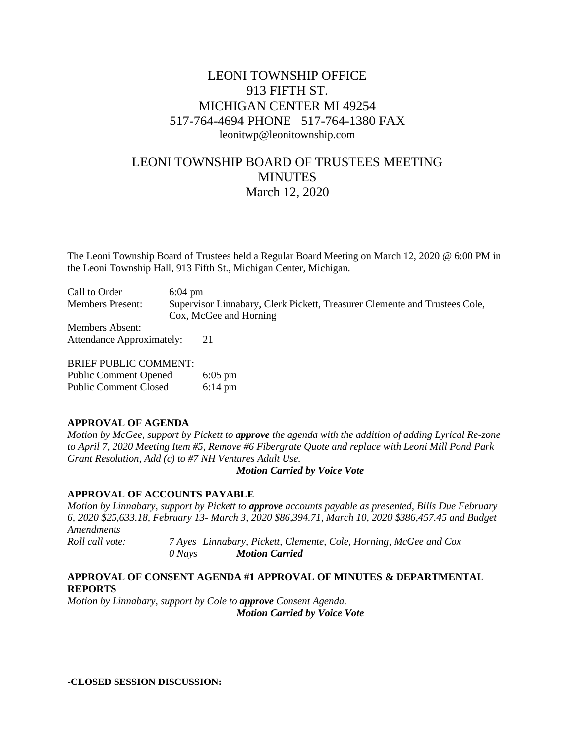# LEONI TOWNSHIP OFFICE
## 913 FIFTH ST.
## MICHIGAN CENTER MI 49254
## 517-764-4694 PHONE 517-764-1380 FAX
leonitwp@leonitownship.com

# LEONI TOWNSHIP BOARD OF TRUSTEES MEETING MINUTES
## March 12, 2020

The Leoni Township Board of Trustees held a Regular Board Meeting on March 12, 2020 @ 6:00 PM in the Leoni Township Hall, 913 Fifth St., Michigan Center, Michigan.

Call to Order 6:04 pm
Members Present: Supervisor Linnabary, Clerk Pickett, Treasurer Clemente and Trustees Cole, Cox, McGee and Horning
Members Absent:
Attendance Approximately: 21

BRIEF PUBLIC COMMENT:
Public Comment Opened 6:05 pm
Public Comment Closed 6:14 pm

**APPROVAL OF AGENDA**

*Motion by McGee, support by Pickett to* ***approve*** *the agenda with the addition of adding Lyrical Re-zone to April 7, 2020 Meeting Item #5, Remove #6 Fibergrate Quote and replace with Leoni Mill Pond Park Grant Resolution, Add (c) to #7 NH Ventures Adult Use.*

***Motion Carried by Voice Vote***

**APPROVAL OF ACCOUNTS PAYABLE**

*Motion by Linnabary, support by Pickett to* ***approve*** *accounts payable as presented, Bills Due February 6, 2020 $25,633.18, February 13- March 3, 2020 $86,394.71, March 10, 2020 $386,457.45 and Budget Amendments*

*Roll call vote: 7 Ayes Linnabary, Pickett, Clemente, Cole, Horning, McGee and Cox*
*0 Nays* ***Motion Carried***

**APPROVAL OF CONSENT AGENDA #1 APPROVAL OF MINUTES & DEPARTMENTAL REPORTS**

*Motion by Linnabary, support by Cole to* ***approve*** *Consent Agenda.*

***Motion Carried by Voice Vote***

**-CLOSED SESSION DISCUSSION:**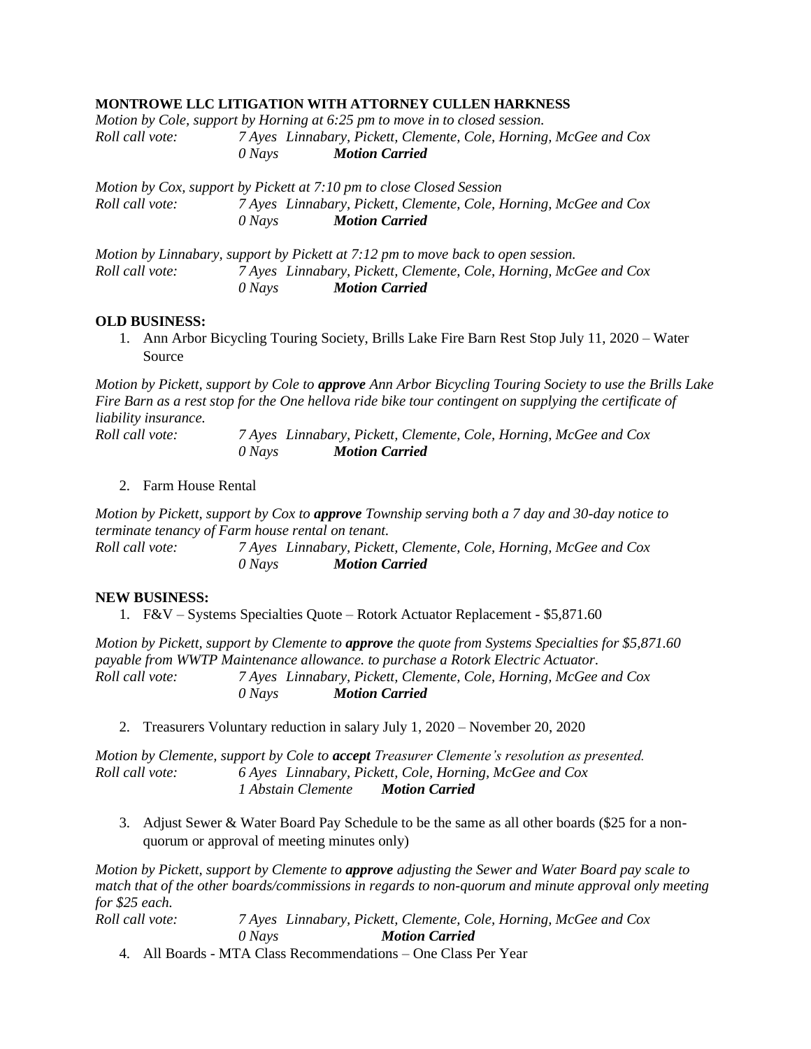**MONTROWE LLC LITIGATION WITH ATTORNEY CULLEN HARKNESS**

*Motion by Cole, support by Horning at 6:25 pm to move in to closed session.*
*Roll call vote: 7 Ayes Linnabary, Pickett, Clemente, Cole, Horning, McGee and Cox*
*0 Nays* ***Motion Carried***

*Motion by Cox, support by Pickett at 7:10 pm to close Closed Session*
*Roll call vote: 7 Ayes Linnabary, Pickett, Clemente, Cole, Horning, McGee and Cox*
*0 Nays* ***Motion Carried***

*Motion by Linnabary, support by Pickett at 7:12 pm to move back to open session.*
*Roll call vote: 7 Ayes Linnabary, Pickett, Clemente, Cole, Horning, McGee and Cox*
*0 Nays* ***Motion Carried***

**OLD BUSINESS:**

1. Ann Arbor Bicycling Touring Society, Brills Lake Fire Barn Rest Stop July 11, 2020 – Water Source

*Motion by Pickett, support by Cole to **approve** Ann Arbor Bicycling Touring Society to use the Brills Lake Fire Barn as a rest stop for the One hellova ride bike tour contingent on supplying the certificate of liability insurance.*
*Roll call vote: 7 Ayes Linnabary, Pickett, Clemente, Cole, Horning, McGee and Cox*
*0 Nays* ***Motion Carried***

2. Farm House Rental

*Motion by Pickett, support by Cox to **approve** Township serving both a 7 day and 30-day notice to terminate tenancy of Farm house rental on tenant.*
*Roll call vote: 7 Ayes Linnabary, Pickett, Clemente, Cole, Horning, McGee and Cox*
*0 Nays* ***Motion Carried***

**NEW BUSINESS:**

1. F&V – Systems Specialties Quote – Rotork Actuator Replacement - $5,871.60

*Motion by Pickett, support by Clemente to **approve** the quote from Systems Specialties for $5,871.60 payable from WWTP Maintenance allowance. to purchase a Rotork Electric Actuator.*
*Roll call vote: 7 Ayes Linnabary, Pickett, Clemente, Cole, Horning, McGee and Cox*
*0 Nays* ***Motion Carried***

2. Treasurers Voluntary reduction in salary July 1, 2020 – November 20, 2020

*Motion by Clemente, support by Cole to **accept** Treasurer Clemente's resolution as presented.*
*Roll call vote: 6 Ayes Linnabary, Pickett, Cole, Horning, McGee and Cox*
*1 Abstain Clemente* ***Motion Carried***

3. Adjust Sewer & Water Board Pay Schedule to be the same as all other boards ($25 for a non-quorum or approval of meeting minutes only)

*Motion by Pickett, support by Clemente to **approve** adjusting the Sewer and Water Board pay scale to match that of the other boards/commissions in regards to non-quorum and minute approval only meeting for $25 each.*
*Roll call vote: 7 Ayes Linnabary, Pickett, Clemente, Cole, Horning, McGee and Cox*
*0 Nays* ***Motion Carried***

4. All Boards - MTA Class Recommendations – One Class Per Year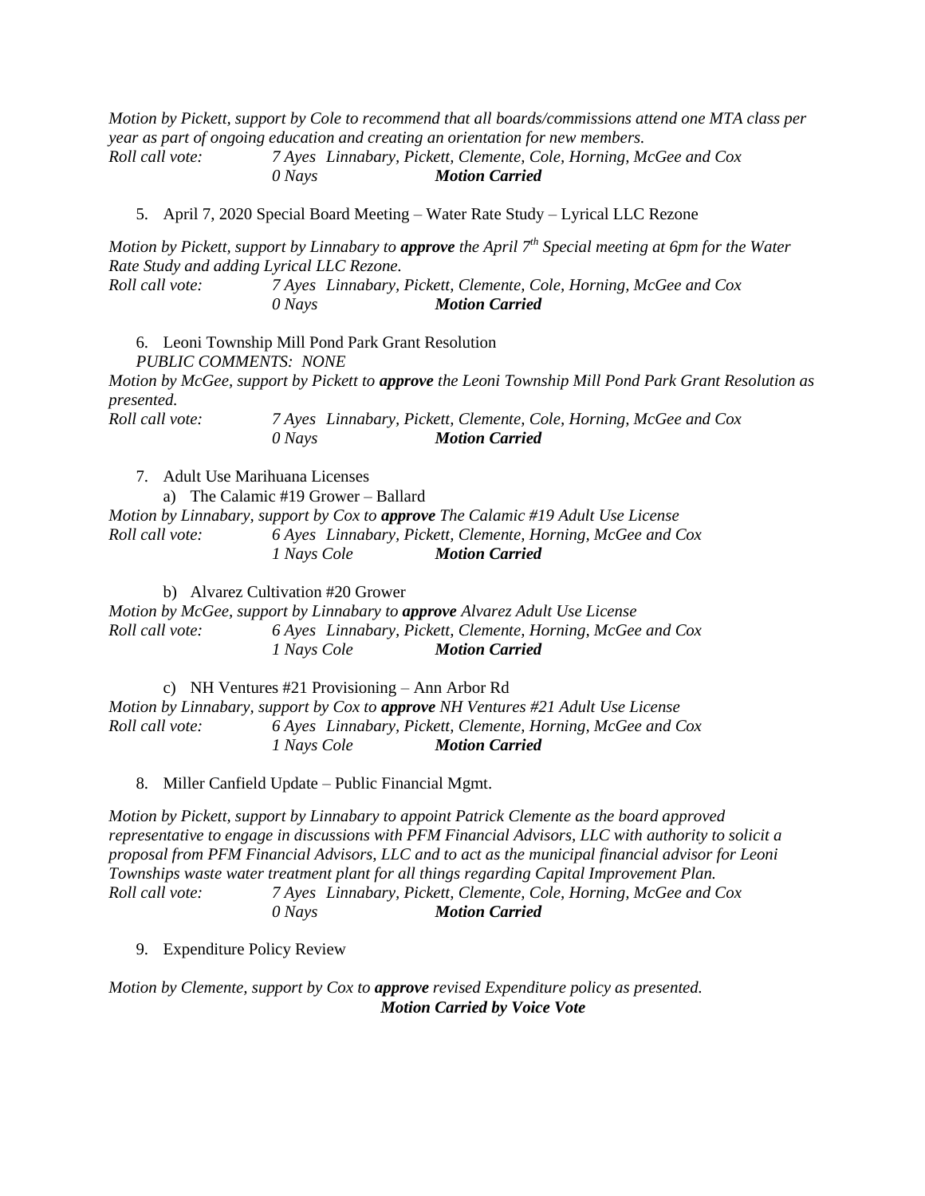*Motion by Pickett, support by Cole to recommend that all boards/commissions attend one MTA class per year as part of ongoing education and creating an orientation for new members.*
*Roll call vote:* *7 Ayes Linnabary, Pickett, Clemente, Cole, Horning, McGee and Cox*
*0 Nays* ***Motion Carried***

5. April 7, 2020 Special Board Meeting – Water Rate Study – Lyrical LLC Rezone

*Motion by Pickett, support by Linnabary to **approve** the April 7th Special meeting at 6pm for the Water Rate Study and adding Lyrical LLC Rezone.*
*Roll call vote:* *7 Ayes Linnabary, Pickett, Clemente, Cole, Horning, McGee and Cox*
*0 Nays* ***Motion Carried***

6. Leoni Township Mill Pond Park Grant Resolution
   *PUBLIC COMMENTS: NONE*

*Motion by McGee, support by Pickett to **approve** the Leoni Township Mill Pond Park Grant Resolution as presented.*
*Roll call vote:* *7 Ayes Linnabary, Pickett, Clemente, Cole, Horning, McGee and Cox*
*0 Nays* ***Motion Carried***

7. Adult Use Marihuana Licenses
   a) The Calamic #19 Grower – Ballard

*Motion by Linnabary, support by Cox to **approve** The Calamic #19 Adult Use License*
*Roll call vote:* *6 Ayes Linnabary, Pickett, Clemente, Horning, McGee and Cox*
*1 Nays Cole* ***Motion Carried***

   b) Alvarez Cultivation #20 Grower

*Motion by McGee, support by Linnabary to **approve** Alvarez Adult Use License*
*Roll call vote:* *6 Ayes Linnabary, Pickett, Clemente, Horning, McGee and Cox*
*1 Nays Cole* ***Motion Carried***

   c) NH Ventures #21 Provisioning – Ann Arbor Rd

*Motion by Linnabary, support by Cox to **approve** NH Ventures #21 Adult Use License*
*Roll call vote:* *6 Ayes Linnabary, Pickett, Clemente, Horning, McGee and Cox*
*1 Nays Cole* ***Motion Carried***

8. Miller Canfield Update – Public Financial Mgmt.

*Motion by Pickett, support by Linnabary to appoint Patrick Clemente as the board approved representative to engage in discussions with PFM Financial Advisors, LLC with authority to solicit a proposal from PFM Financial Advisors, LLC and to act as the municipal financial advisor for Leoni Townships waste water treatment plant for all things regarding Capital Improvement Plan.*
*Roll call vote:* *7 Ayes Linnabary, Pickett, Clemente, Cole, Horning, McGee and Cox*
*0 Nays* ***Motion Carried***

9. Expenditure Policy Review

*Motion by Clemente, support by Cox to **approve** revised Expenditure policy as presented.*
***Motion Carried by Voice Vote***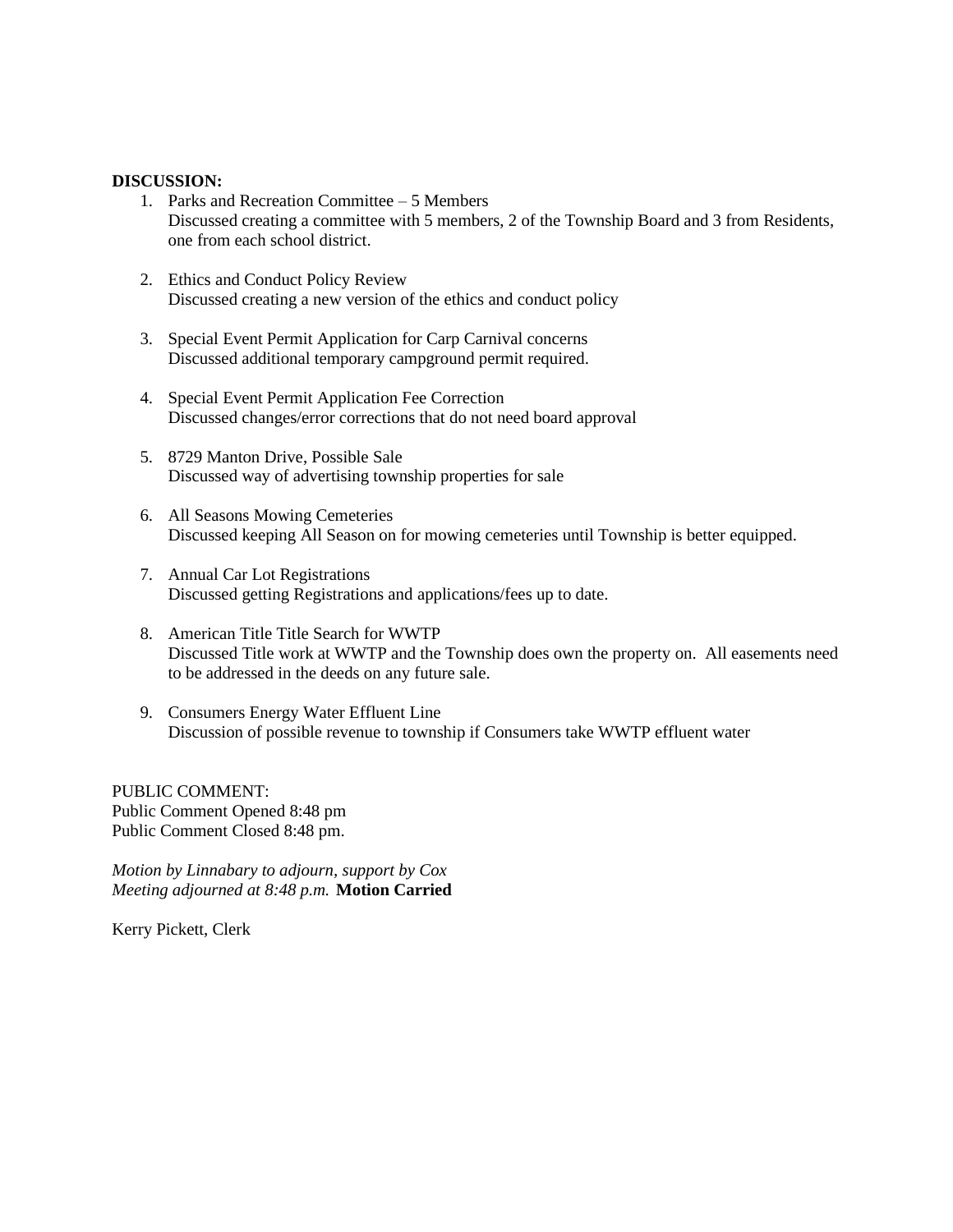**DISCUSSION:**

1. Parks and Recreation Committee – 5 Members
   Discussed creating a committee with 5 members, 2 of the Township Board and 3 from Residents, one from each school district.

2. Ethics and Conduct Policy Review
   Discussed creating a new version of the ethics and conduct policy

3. Special Event Permit Application for Carp Carnival concerns
   Discussed additional temporary campground permit required.

4. Special Event Permit Application Fee Correction
   Discussed changes/error corrections that do not need board approval

5. 8729 Manton Drive, Possible Sale
   Discussed way of advertising township properties for sale

6. All Seasons Mowing Cemeteries
   Discussed keeping All Season on for mowing cemeteries until Township is better equipped.

7. Annual Car Lot Registrations
   Discussed getting Registrations and applications/fees up to date.

8. American Title Title Search for WWTP
   Discussed Title work at WWTP and the Township does own the property on. All easements need to be addressed in the deeds on any future sale.

9. Consumers Energy Water Effluent Line
   Discussion of possible revenue to township if Consumers take WWTP effluent water

PUBLIC COMMENT:
Public Comment Opened 8:48 pm
Public Comment Closed 8:48 pm.

*Motion by Linnabary to adjourn, support by Cox*
*Meeting adjourned at 8:48 p.m.* **Motion Carried**

Kerry Pickett, Clerk